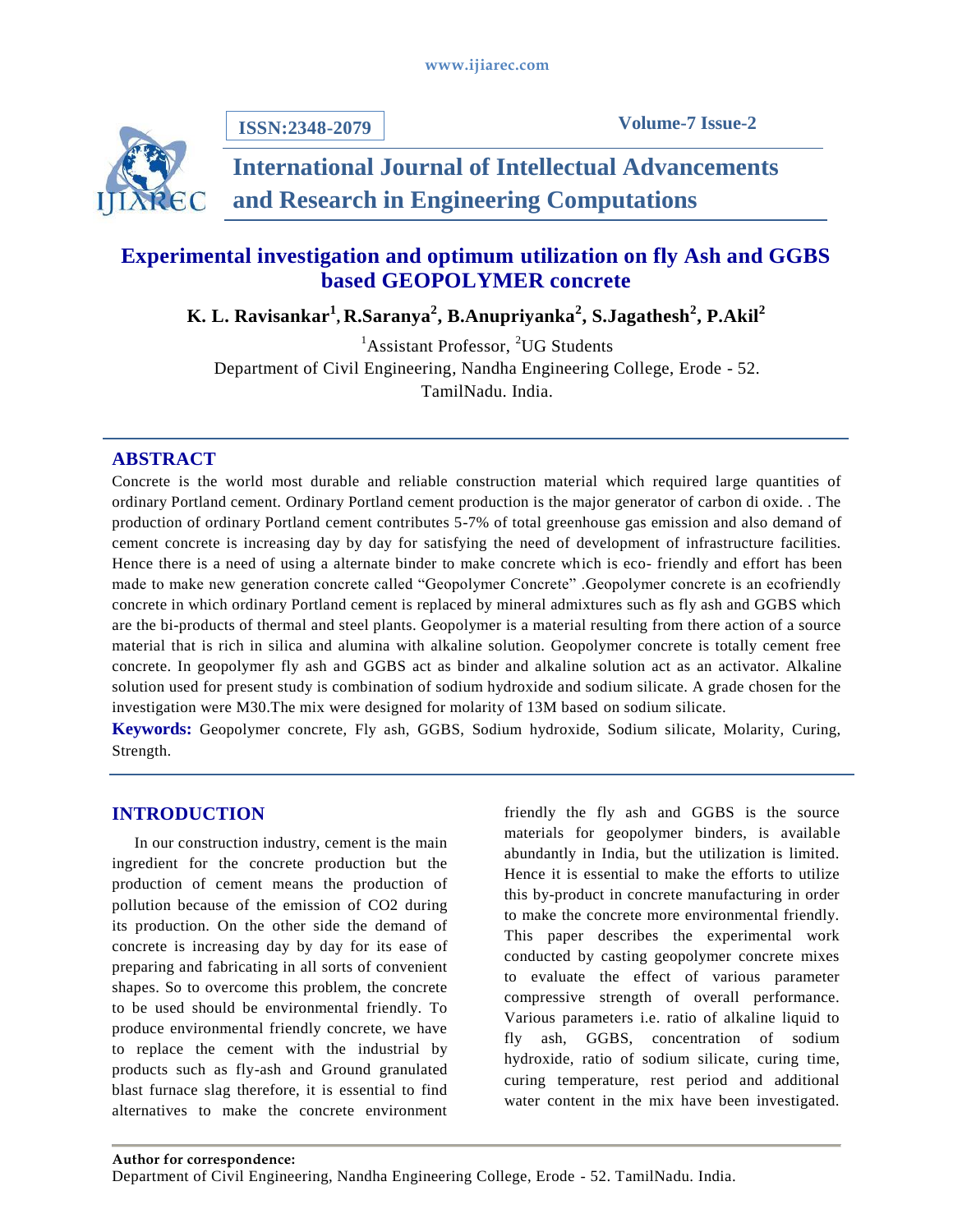# Experimental investigation and optimum utilization on fly Ash and GGBS based GEOPOLYMER concrete

**K. L. Ravisankar[1], R.Saranya[2], B.Anupriyanka[2], S.Jagathesh[2], P.Akil[2]**

[1]Assistant Professor, [2]UG Students
Department of Civil Engineering, Nandha Engineering College, Erode - 52. TamilNadu. India.

## ABSTRACT

Concrete is the world most durable and reliable construction material which required large quantities of ordinary Portland cement. Ordinary Portland cement production is the major generator of carbon di oxide. . The production of ordinary Portland cement contributes 5-7% of total greenhouse gas emission and also demand of cement concrete is increasing day by day for satisfying the need of development of infrastructure facilities. Hence there is a need of using a alternate binder to make concrete which is eco- friendly and effort has been made to make new generation concrete called "Geopolymer Concrete" .Geopolymer concrete is an ecofriendly concrete in which ordinary Portland cement is replaced by mineral admixtures such as fly ash and GGBS which are the bi-products of thermal and steel plants. Geopolymer is a material resulting from there action of a source material that is rich in silica and alumina with alkaline solution. Geopolymer concrete is totally cement free concrete. In geopolymer fly ash and GGBS act as binder and alkaline solution act as an activator. Alkaline solution used for present study is combination of sodium hydroxide and sodium silicate. A grade chosen for the investigation were M30.The mix were designed for molarity of 13M based on sodium silicate.

**Keywords:** Geopolymer concrete, Fly ash, GGBS, Sodium hydroxide, Sodium silicate, Molarity, Curing, Strength.

## INTRODUCTION

In our construction industry, cement is the main ingredient for the concrete production but the production of cement means the production of pollution because of the emission of CO2 during its production. On the other side the demand of concrete is increasing day by day for its ease of preparing and fabricating in all sorts of convenient shapes. So to overcome this problem, the concrete to be used should be environmental friendly. To produce environmental friendly concrete, we have to replace the cement with the industrial by products such as fly-ash and Ground granulated blast furnace slag therefore, it is essential to find alternatives to make the concrete environment friendly the fly ash and GGBS is the source materials for geopolymer binders, is available abundantly in India, but the utilization is limited. Hence it is essential to make the efforts to utilize this by-product in concrete manufacturing in order to make the concrete more environmental friendly. This paper describes the experimental work conducted by casting geopolymer concrete mixes to evaluate the effect of various parameter compressive strength of overall performance. Various parameters i.e. ratio of alkaline liquid to fly ash, GGBS, concentration of sodium hydroxide, ratio of sodium silicate, curing time, curing temperature, rest period and additional water content in the mix have been investigated.

**Author for correspondence:**
Department of Civil Engineering, Nandha Engineering College, Erode - 52. TamilNadu. India.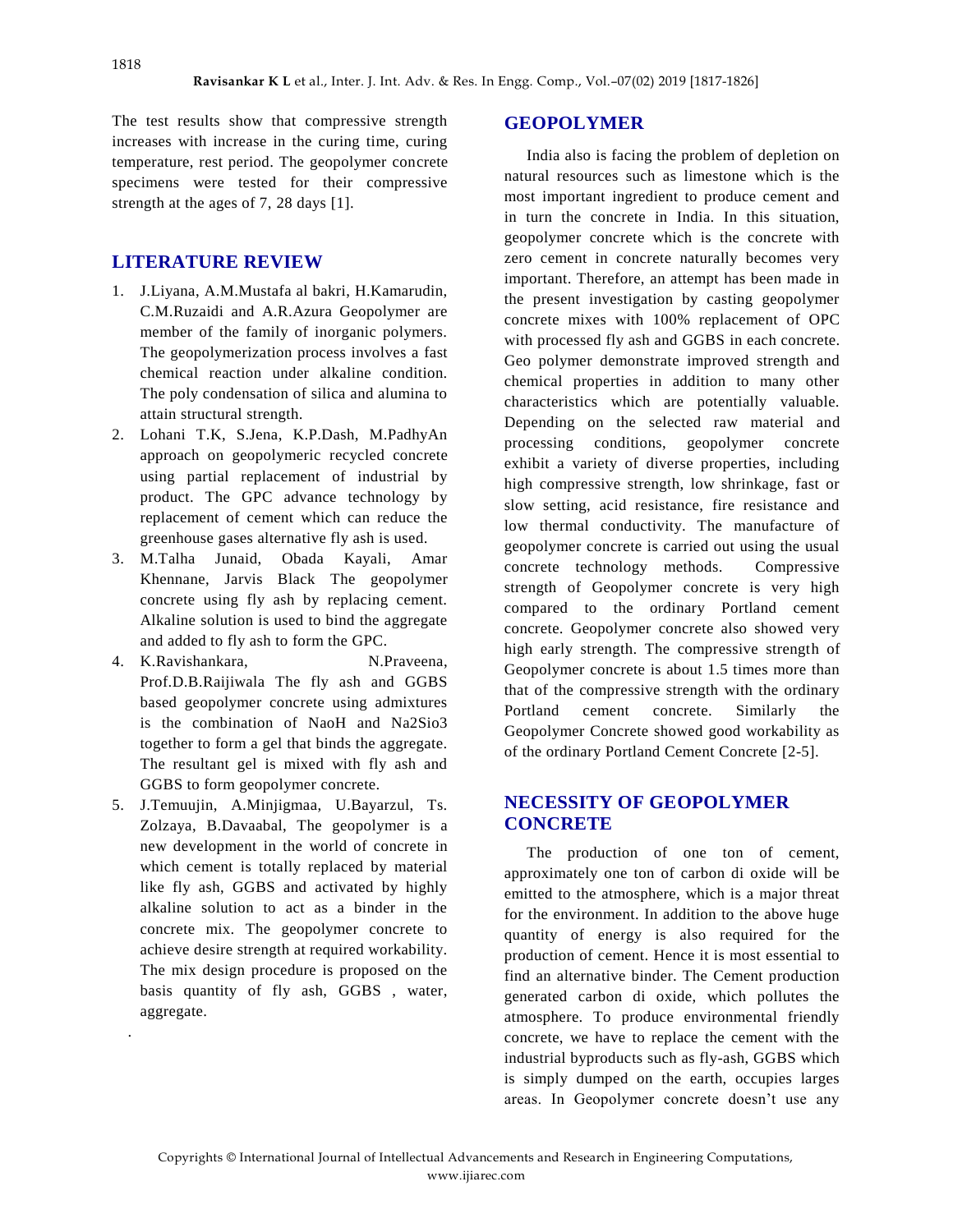The test results show that compressive strength increases with increase in the curing time, curing temperature, rest period. The geopolymer concrete specimens were tested for their compressive strength at the ages of 7, 28 days [1].

## LITERATURE REVIEW

1. J.Liyana, A.M.Mustafa al bakri, H.Kamarudin, C.M.Ruzaidi and A.R.Azura Geopolymer are member of the family of inorganic polymers. The geopolymerization process involves a fast chemical reaction under alkaline condition. The poly condensation of silica and alumina to attain structural strength.
2. Lohani T.K, S.Jena, K.P.Dash, M.PadhyAn approach on geopolymeric recycled concrete using partial replacement of industrial by product. The GPC advance technology by replacement of cement which can reduce the greenhouse gases alternative fly ash is used.
3. M.Talha Junaid, Obada Kayali, Amar Khennane, Jarvis Black The geopolymer concrete using fly ash by replacing cement. Alkaline solution is used to bind the aggregate and added to fly ash to form the GPC.
4. K.Ravishankara, N.Praveena, Prof.D.B.Raijiwala The fly ash and GGBS based geopolymer concrete using admixtures is the combination of NaoH and Na2Sio3 together to form a gel that binds the aggregate. The resultant gel is mixed with fly ash and GGBS to form geopolymer concrete.
5. J.Temuujin, A.Minjigmaa, U.Bayarzul, Ts. Zolzaya, B.Davaabal, The geopolymer is a new development in the world of concrete in which cement is totally replaced by material like fly ash, GGBS and activated by highly alkaline solution to act as a binder in the concrete mix. The geopolymer concrete to achieve desire strength at required workability. The mix design procedure is proposed on the basis quantity of fly ash, GGBS , water, aggregate.

## GEOPOLYMER

India also is facing the problem of depletion on natural resources such as limestone which is the most important ingredient to produce cement and in turn the concrete in India. In this situation, geopolymer concrete which is the concrete with zero cement in concrete naturally becomes very important. Therefore, an attempt has been made in the present investigation by casting geopolymer concrete mixes with 100% replacement of OPC with processed fly ash and GGBS in each concrete. Geo polymer demonstrate improved strength and chemical properties in addition to many other characteristics which are potentially valuable. Depending on the selected raw material and processing conditions, geopolymer concrete exhibit a variety of diverse properties, including high compressive strength, low shrinkage, fast or slow setting, acid resistance, fire resistance and low thermal conductivity. The manufacture of geopolymer concrete is carried out using the usual concrete technology methods. Compressive strength of Geopolymer concrete is very high compared to the ordinary Portland cement concrete. Geopolymer concrete also showed very high early strength. The compressive strength of Geopolymer concrete is about 1.5 times more than that of the compressive strength with the ordinary Portland cement concrete. Similarly the Geopolymer Concrete showed good workability as of the ordinary Portland Cement Concrete [2-5].

## NECESSITY OF GEOPOLYMER CONCRETE

The production of one ton of cement, approximately one ton of carbon di oxide will be emitted to the atmosphere, which is a major threat for the environment. In addition to the above huge quantity of energy is also required for the production of cement. Hence it is most essential to find an alternative binder. The Cement production generated carbon di oxide, which pollutes the atmosphere. To produce environmental friendly concrete, we have to replace the cement with the industrial byproducts such as fly-ash, GGBS which is simply dumped on the earth, occupies larges areas. In Geopolymer concrete doesn't use any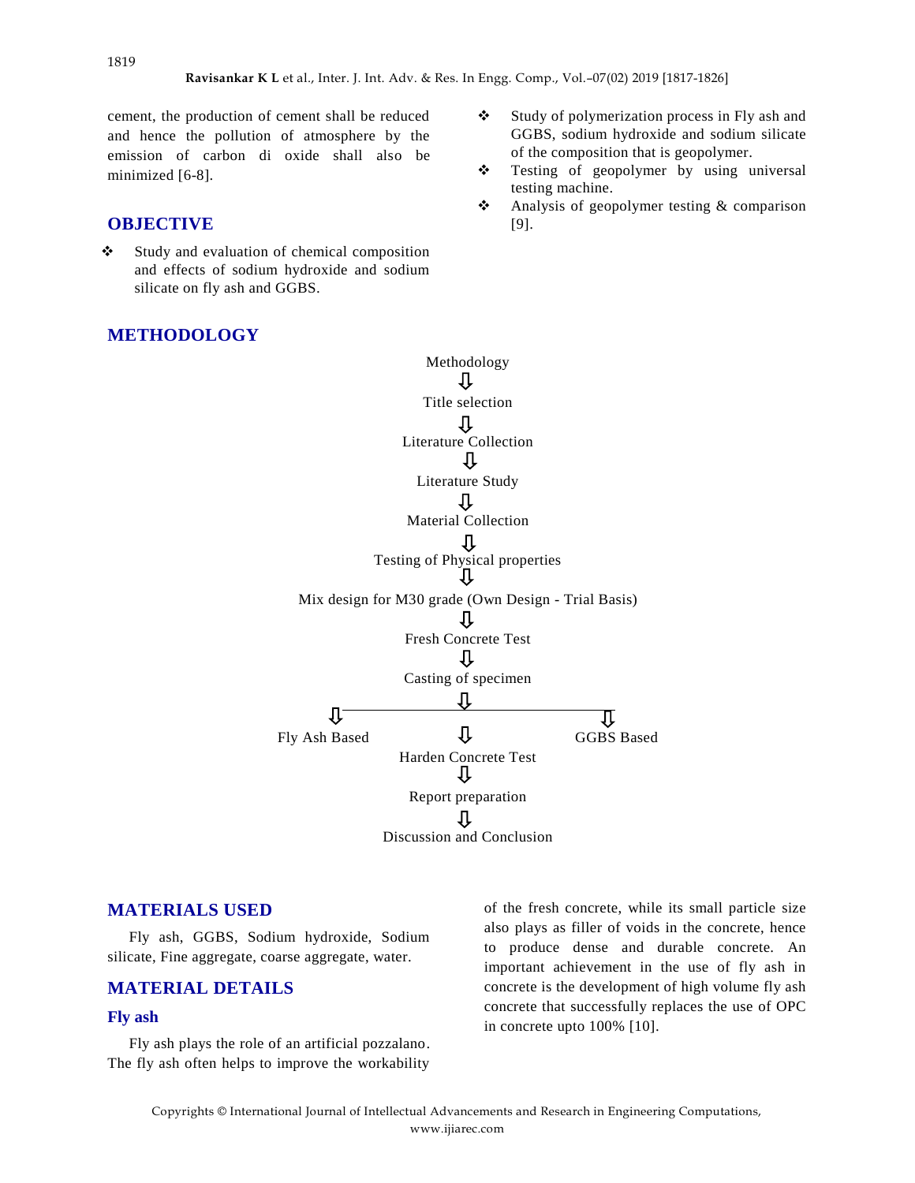cement, the production of cement shall be reduced and hence the pollution of atmosphere by the emission of carbon di oxide shall also be minimized [6-8].

## OBJECTIVE

- Study and evaluation of chemical composition and effects of sodium hydroxide and sodium silicate on fly ash and GGBS.
- Study of polymerization process in Fly ash and GGBS, sodium hydroxide and sodium silicate of the composition that is geopolymer.
- Testing of geopolymer by using universal testing machine.
- Analysis of geopolymer testing & comparison [9].

## METHODOLOGY

Methodology
⇩
Title selection
⇩
Literature Collection
⇩
Literature Study
⇩
Material Collection
⇩
Testing of Physical properties
⇩
Mix design for M30 grade (Own Design - Trial Basis)
⇩
Fresh Concrete Test
⇩
Casting of specimen
⇩
Fly Ash Based | GGBS Based
⇩
Harden Concrete Test
⇩
Report preparation
⇩
Discussion and Conclusion

## MATERIALS USED

Fly ash, GGBS, Sodium hydroxide, Sodium silicate, Fine aggregate, coarse aggregate, water.

## MATERIAL DETAILS

### Fly ash

Fly ash plays the role of an artificial pozzalano. The fly ash often helps to improve the workability of the fresh concrete, while its small particle size also plays as filler of voids in the concrete, hence to produce dense and durable concrete. An important achievement in the use of fly ash in concrete is the development of high volume fly ash concrete that successfully replaces the use of OPC in concrete upto 100% [10].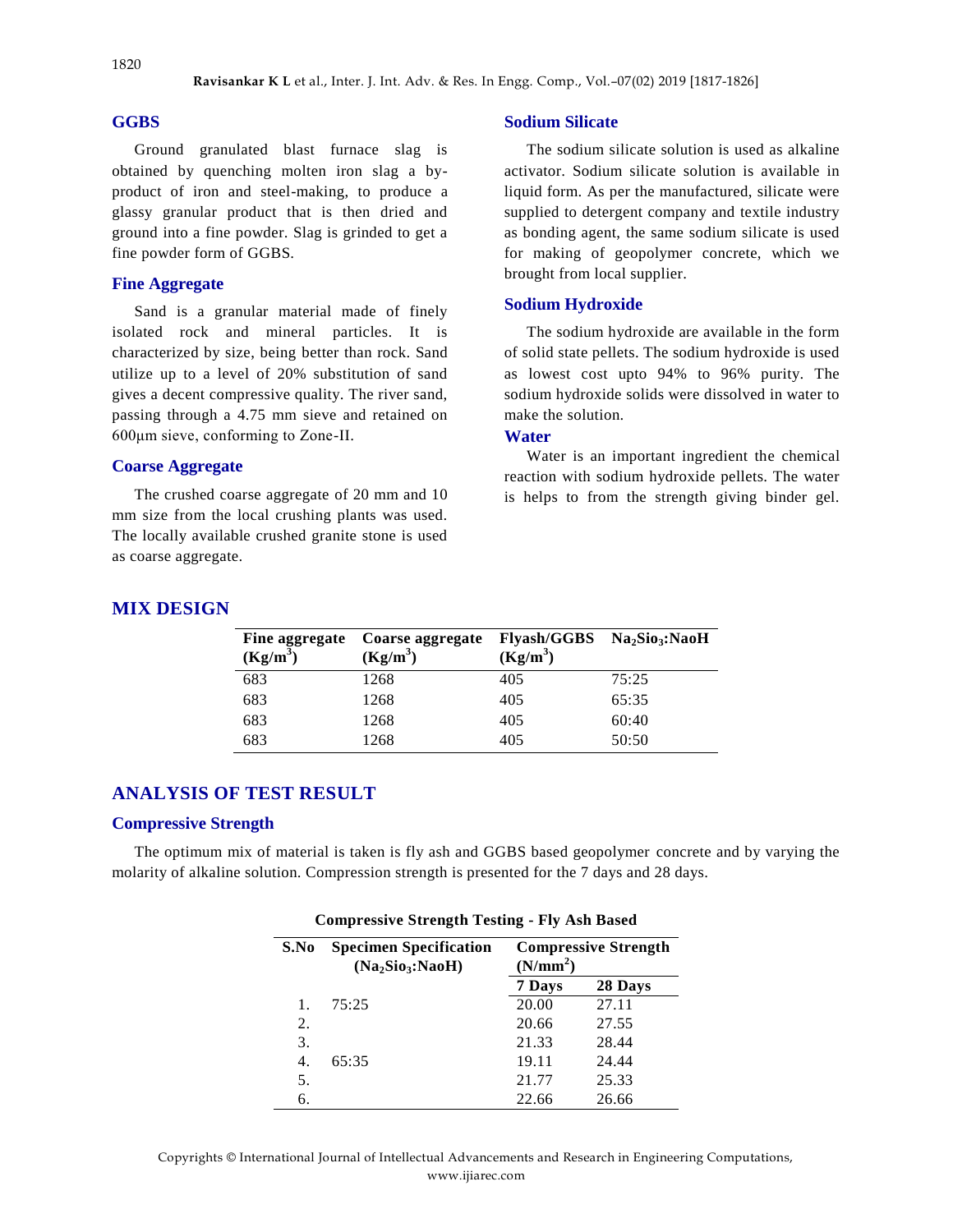### GGBS

Ground granulated blast furnace slag is obtained by quenching molten iron slag a by-product of iron and steel-making, to produce a glassy granular product that is then dried and ground into a fine powder. Slag is grinded to get a fine powder form of GGBS.

### Fine Aggregate

Sand is a granular material made of finely isolated rock and mineral particles. It is characterized by size, being better than rock. Sand utilize up to a level of 20% substitution of sand gives a decent compressive quality. The river sand, passing through a 4.75 mm sieve and retained on 600µm sieve, conforming to Zone-II.

### Coarse Aggregate

The crushed coarse aggregate of 20 mm and 10 mm size from the local crushing plants was used. The locally available crushed granite stone is used as coarse aggregate.

### Sodium Silicate

The sodium silicate solution is used as alkaline activator. Sodium silicate solution is available in liquid form. As per the manufactured, silicate were supplied to detergent company and textile industry as bonding agent, the same sodium silicate is used for making of geopolymer concrete, which we brought from local supplier.

### Sodium Hydroxide

The sodium hydroxide are available in the form of solid state pellets. The sodium hydroxide is used as lowest cost upto 94% to 96% purity. The sodium hydroxide solids were dissolved in water to make the solution.

### Water

Water is an important ingredient the chemical reaction with sodium hydroxide pellets. The water is helps to from the strength giving binder gel.

## MIX DESIGN

| Fine aggregate ($Kg/m^3$) | Coarse aggregate ($Kg/m^3$) | Flyash/GGBS ($Kg/m^3$) | $Na_2Sio_3$:NaoH |
|---|---|---|---|
| 683 | 1268 | 405 | 75:25 |
| 683 | 1268 | 405 | 65:35 |
| 683 | 1268 | 405 | 60:40 |
| 683 | 1268 | 405 | 50:50 |

## ANALYSIS OF TEST RESULT

### Compressive Strength

The optimum mix of material is taken is fly ash and GGBS based geopolymer concrete and by varying the molarity of alkaline solution. Compression strength is presented for the 7 days and 28 days.

**Compressive Strength Testing - Fly Ash Based**

| S.No | Specimen Specification ($Na_2Sio_3$:NaoH) | Compressive Strength ($N/mm^2$) | |
|---|---|---|---|
| | | 7 Days | 28 Days |
| 1. | 75:25 | 20.00 | 27.11 |
| 2. | | 20.66 | 27.55 |
| 3. | | 21.33 | 28.44 |
| 4. | 65:35 | 19.11 | 24.44 |
| 5. | | 21.77 | 25.33 |
| 6. | | 22.66 | 26.66 |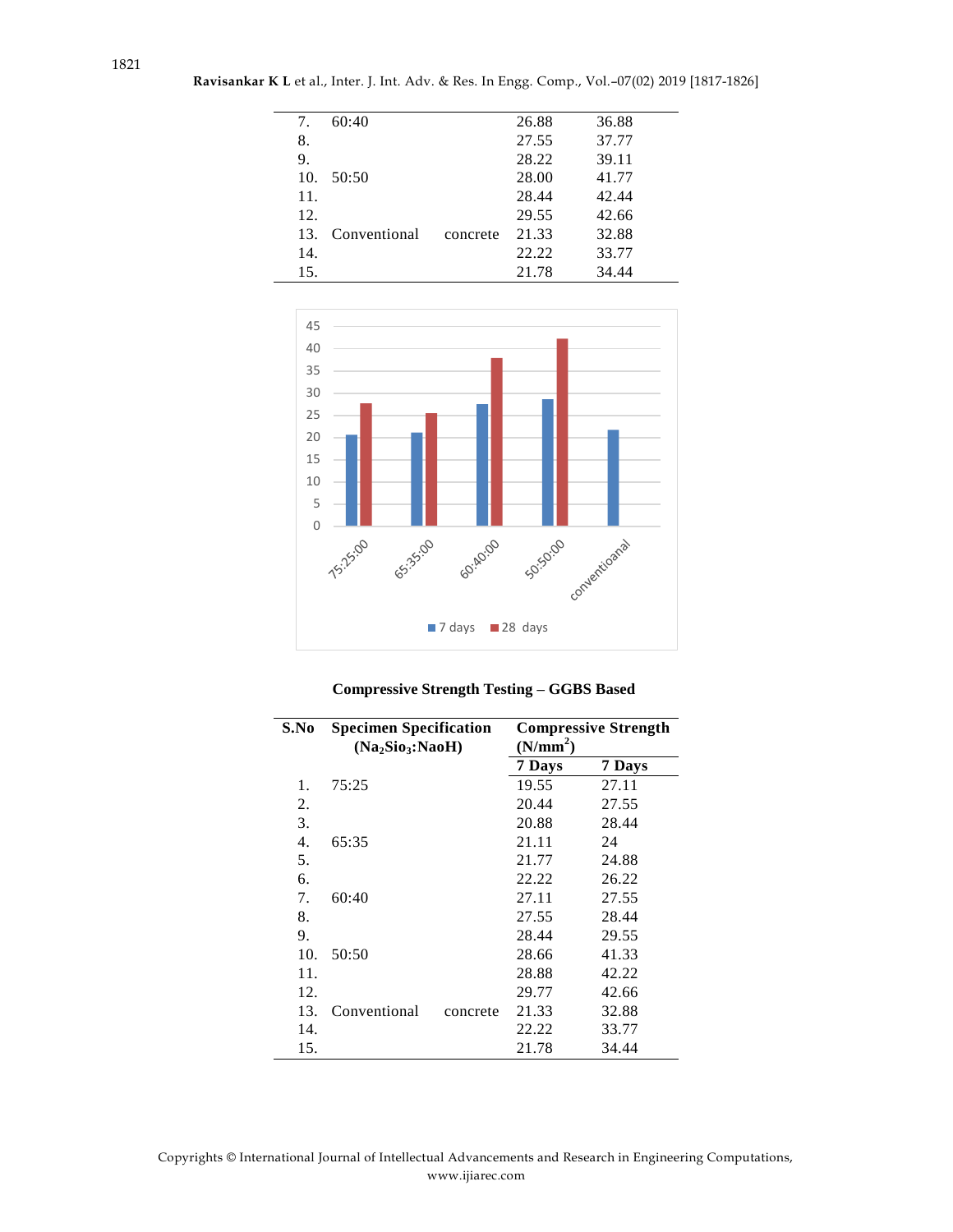| | | | |
|---|---|---|---|
| 7. | 60:40 | 26.88 | 36.88 |
| 8. | | 27.55 | 37.77 |
| 9. | | 28.22 | 39.11 |
| 10. | 50:50 | 28.00 | 41.77 |
| 11. | | 28.44 | 42.44 |
| 12. | | 29.55 | 42.66 |
| 13. | Conventional concrete | 21.33 | 32.88 |
| 14. | | 22.22 | 33.77 |
| 15. | | 21.78 | 34.44 |

**Compressive Strength Testing – GGBS Based**

| S.No | Specimen Specification ($Na_2Sio_3$:NaoH) | Compressive Strength ($N/mm^2$) | |
|---|---|---|---|
| | | 7 Days | 7 Days |
| 1. | 75:25 | 19.55 | 27.11 |
| 2. | | 20.44 | 27.55 |
| 3. | | 20.88 | 28.44 |
| 4. | 65:35 | 21.11 | 24 |
| 5. | | 21.77 | 24.88 |
| 6. | | 22.22 | 26.22 |
| 7. | 60:40 | 27.11 | 27.55 |
| 8. | | 27.55 | 28.44 |
| 9. | | 28.44 | 29.55 |
| 10. | 50:50 | 28.66 | 41.33 |
| 11. | | 28.88 | 42.22 |
| 12. | | 29.77 | 42.66 |
| 13. | Conventional concrete | 21.33 | 32.88 |
| 14. | | 22.22 | 33.77 |
| 15. | | 21.78 | 34.44 |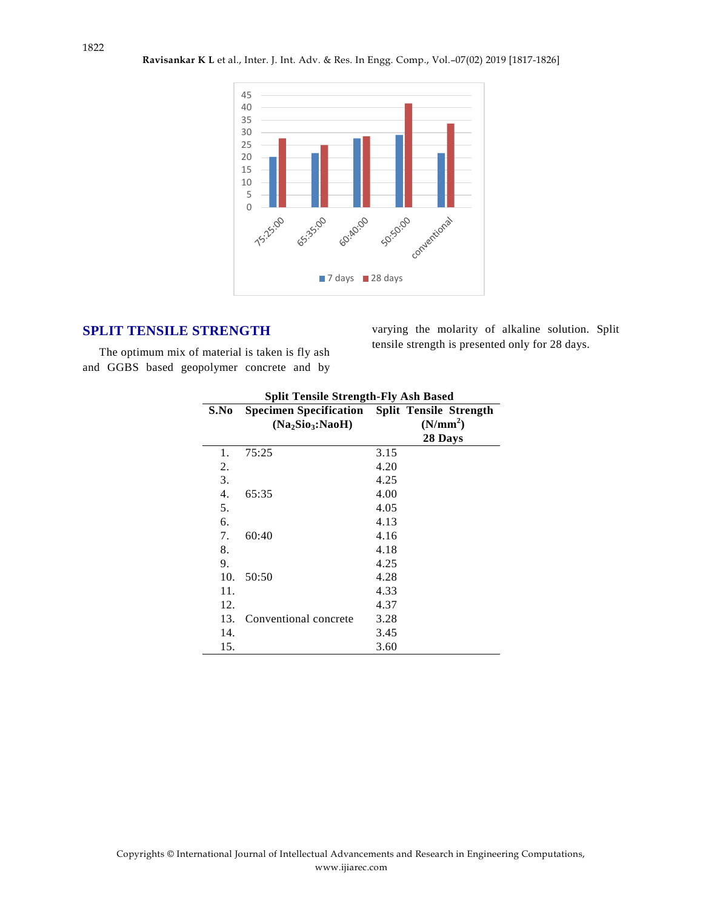## SPLIT TENSILE STRENGTH

The optimum mix of material is taken is fly ash and GGBS based geopolymer concrete and by varying the molarity of alkaline solution. Split tensile strength is presented only for 28 days.

**Split Tensile Strength-Fly Ash Based**

| S.No | Specimen Specification ($Na_2Sio_3$:NaoH) | Split Tensile Strength ($N/mm^2$) 28 Days |
|---|---|---|
| 1. | 75:25 | 3.15 |
| 2. | | 4.20 |
| 3. | | 4.25 |
| 4. | 65:35 | 4.00 |
| 5. | | 4.05 |
| 6. | | 4.13 |
| 7. | 60:40 | 4.16 |
| 8. | | 4.18 |
| 9. | | 4.25 |
| 10. | 50:50 | 4.28 |
| 11. | | 4.33 |
| 12. | | 4.37 |
| 13. | Conventional concrete | 3.28 |
| 14. | | 3.45 |
| 15. | | 3.60 |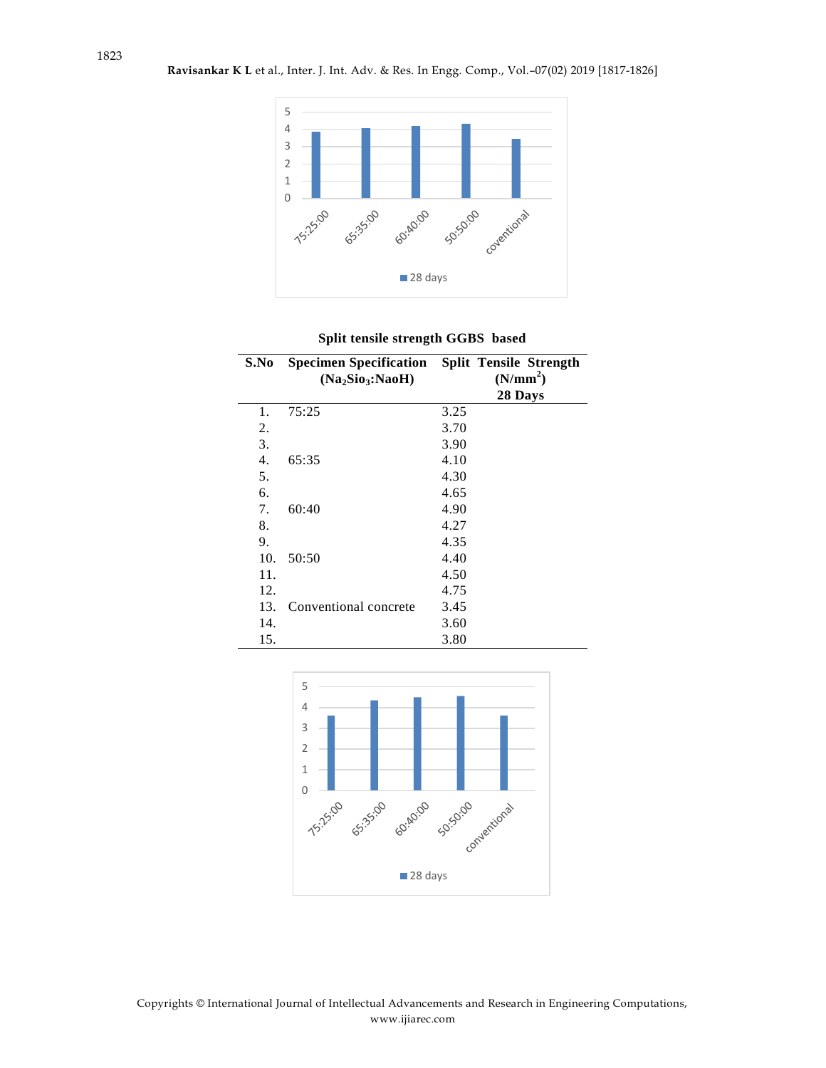**Split tensile strength GGBS based**

| S.No | Specimen Specification ($Na_2Sio_3$:NaoH) | Split Tensile Strength ($N/mm^2$) 28 Days |
|---|---|---|
| 1. | 75:25 | 3.25 |
| 2. | | 3.70 |
| 3. | | 3.90 |
| 4. | 65:35 | 4.10 |
| 5. | | 4.30 |
| 6. | | 4.65 |
| 7. | 60:40 | 4.90 |
| 8. | | 4.27 |
| 9. | | 4.35 |
| 10. | 50:50 | 4.40 |
| 11. | | 4.50 |
| 12. | | 4.75 |
| 13. | Conventional concrete | 3.45 |
| 14. | | 3.60 |
| 15. | | 3.80 |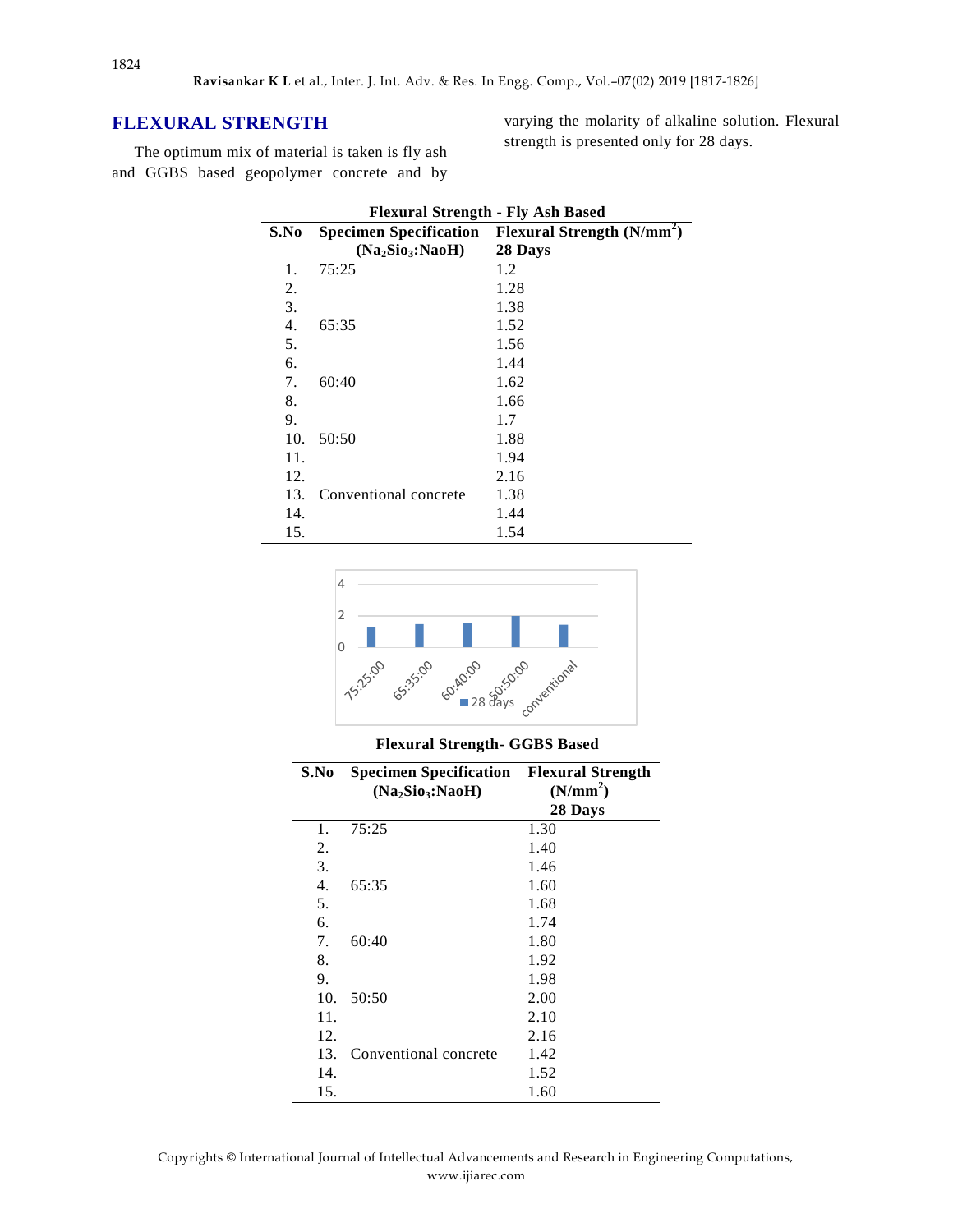## FLEXURAL STRENGTH

The optimum mix of material is taken is fly ash and GGBS based geopolymer concrete and by varying the molarity of alkaline solution. Flexural strength is presented only for 28 days.

**Flexural Strength - Fly Ash Based**

| S.No | Specimen Specification ($Na_2Sio_3$:NaoH) | Flexural Strength (N/mm$^2$) 28 Days |
|---|---|---|
| 1. | 75:25 | 1.2 |
| 2. | | 1.28 |
| 3. | | 1.38 |
| 4. | 65:35 | 1.52 |
| 5. | | 1.56 |
| 6. | | 1.44 |
| 7. | 60:40 | 1.62 |
| 8. | | 1.66 |
| 9. | | 1.7 |
| 10. | 50:50 | 1.88 |
| 11. | | 1.94 |
| 12. | | 2.16 |
| 13. | Conventional concrete | 1.38 |
| 14. | | 1.44 |
| 15. | | 1.54 |

**Flexural Strength- GGBS Based**

| S.No | Specimen Specification ($Na_2Sio_3$:NaoH) | Flexural Strength (N/mm$^2$) 28 Days |
|---|---|---|
| 1. | 75:25 | 1.30 |
| 2. | | 1.40 |
| 3. | | 1.46 |
| 4. | 65:35 | 1.60 |
| 5. | | 1.68 |
| 6. | | 1.74 |
| 7. | 60:40 | 1.80 |
| 8. | | 1.92 |
| 9. | | 1.98 |
| 10. | 50:50 | 2.00 |
| 11. | | 2.10 |
| 12. | | 2.16 |
| 13. | Conventional concrete | 1.42 |
| 14. | | 1.52 |
| 15. | | 1.60 |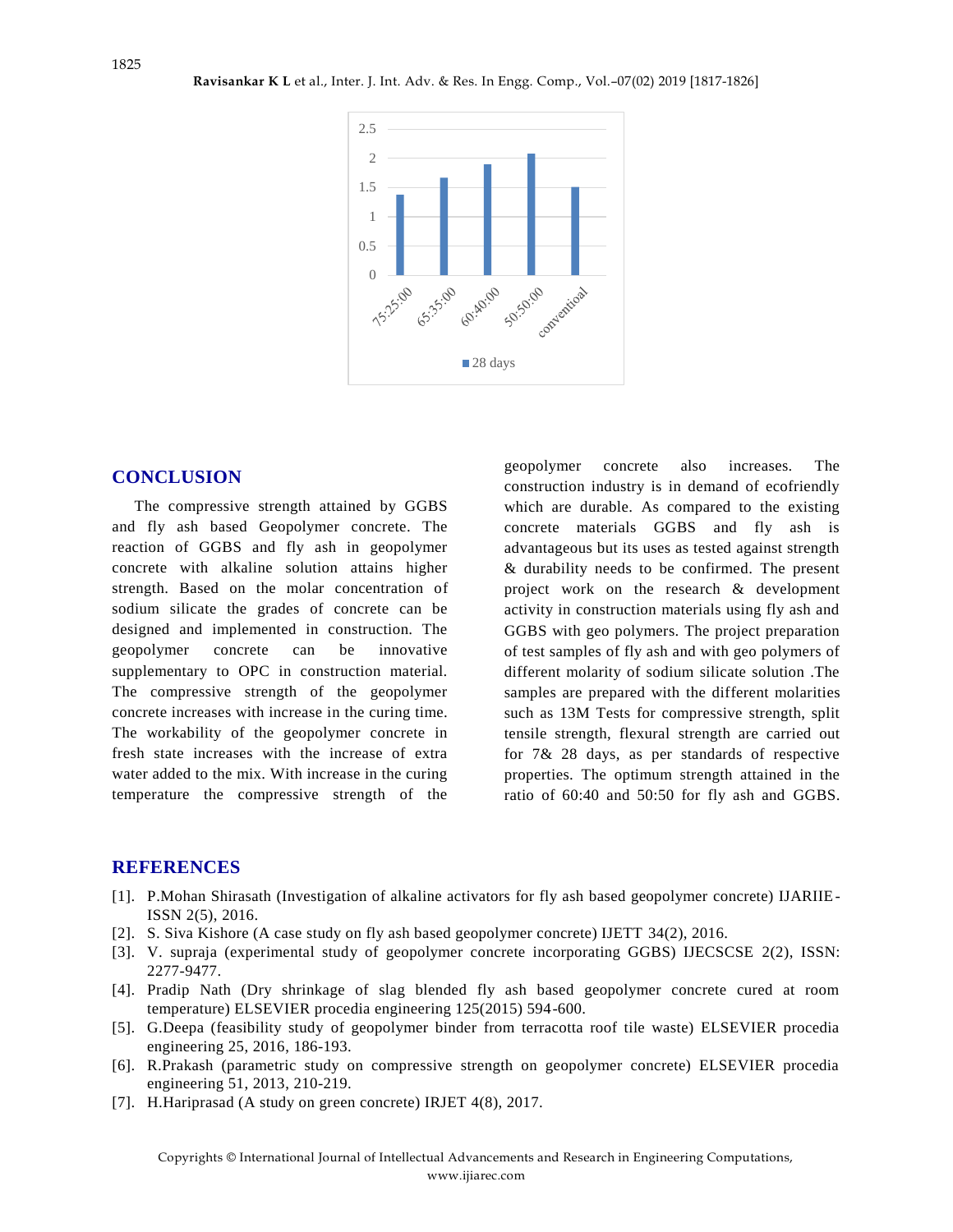## CONCLUSION

The compressive strength attained by GGBS and fly ash based Geopolymer concrete. The reaction of GGBS and fly ash in geopolymer concrete with alkaline solution attains higher strength. Based on the molar concentration of sodium silicate the grades of concrete can be designed and implemented in construction. The geopolymer concrete can be innovative supplementary to OPC in construction material. The compressive strength of the geopolymer concrete increases with increase in the curing time. The workability of the geopolymer concrete in fresh state increases with the increase of extra water added to the mix. With increase in the curing temperature the compressive strength of the geopolymer concrete also increases. The construction industry is in demand of ecofriendly which are durable. As compared to the existing concrete materials GGBS and fly ash is advantageous but its uses as tested against strength & durability needs to be confirmed. The present project work on the research & development activity in construction materials using fly ash and GGBS with geo polymers. The project preparation of test samples of fly ash and with geo polymers of different molarity of sodium silicate solution .The samples are prepared with the different molarities such as 13M Tests for compressive strength, split tensile strength, flexural strength are carried out for 7& 28 days, as per standards of respective properties. The optimum strength attained in the ratio of 60:40 and 50:50 for fly ash and GGBS.

## REFERENCES

[1]. P.Mohan Shirasath (Investigation of alkaline activators for fly ash based geopolymer concrete) IJARIIE-ISSN 2(5), 2016.

[2]. S. Siva Kishore (A case study on fly ash based geopolymer concrete) IJETT 34(2), 2016.

[3]. V. supraja (experimental study of geopolymer concrete incorporating GGBS) IJECSCSE 2(2), ISSN: 2277-9477.

[4]. Pradip Nath (Dry shrinkage of slag blended fly ash based geopolymer concrete cured at room temperature) ELSEVIER procedia engineering 125(2015) 594-600.

[5]. G.Deepa (feasibility study of geopolymer binder from terracotta roof tile waste) ELSEVIER procedia engineering 25, 2016, 186-193.

[6]. R.Prakash (parametric study on compressive strength on geopolymer concrete) ELSEVIER procedia engineering 51, 2013, 210-219.

[7]. H.Hariprasad (A study on green concrete) IRJET 4(8), 2017.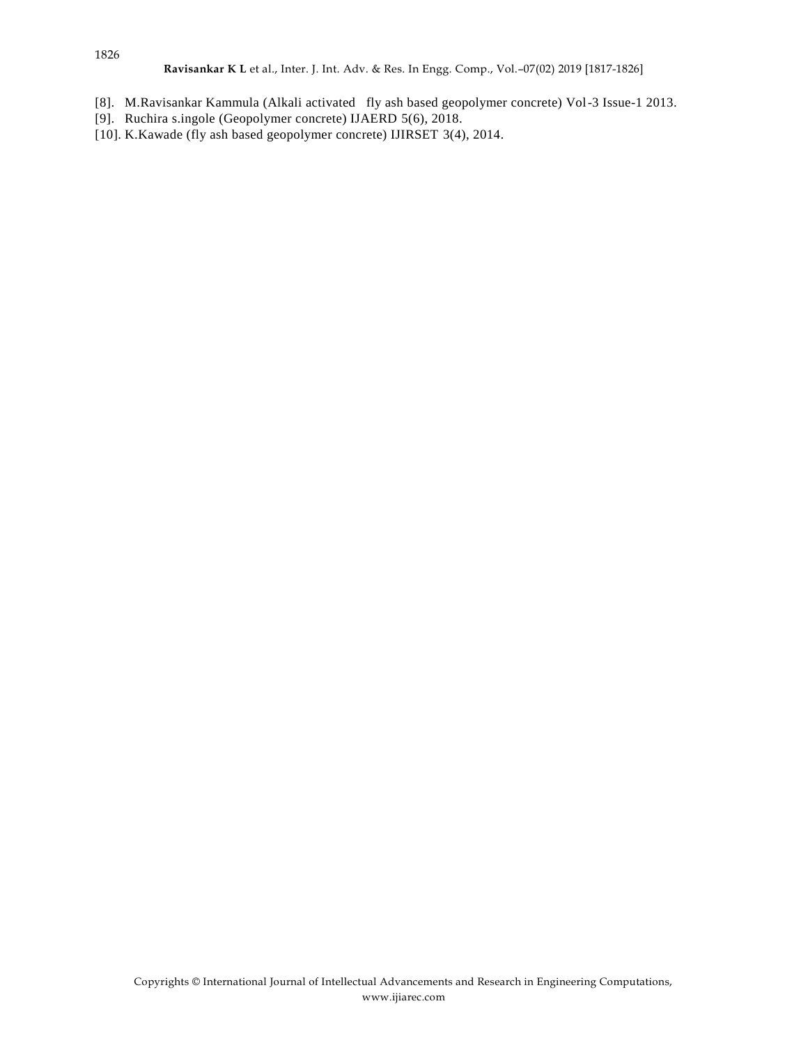[8]. M.Ravisankar Kammula (Alkali activated fly ash based geopolymer concrete) Vol-3 Issue-1 2013.
[9]. Ruchira s.ingole (Geopolymer concrete) IJAERD 5(6), 2018.
[10]. K.Kawade (fly ash based geopolymer concrete) IJIRSET 3(4), 2014.